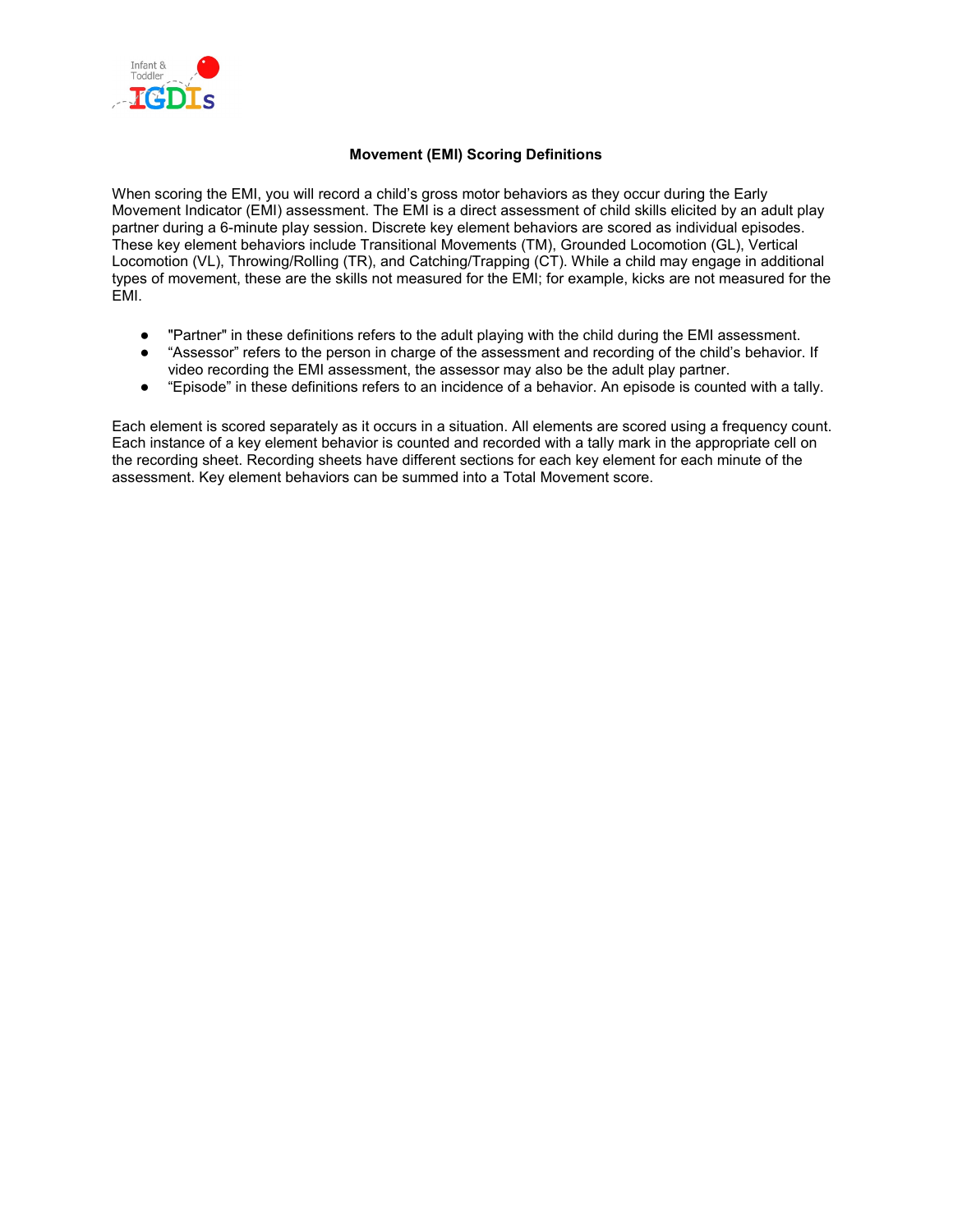# Movement (EMI) Scoring Definitions

When scoring the EMI, you will record a child's gross motor behaviors as they occur during the Early Movement Indicator (EMI) assessment. The EMI is a direct assessment of child skills elicited by an adult play partner during a 6-minute play session. Discrete key element behaviors are scored as individual episodes. These key element behaviors include Transitional Movements (TM), Grounded Locomotion (GL), Vertical Locomotion (VL), Throwing/Rolling (TR), and Catching/Trapping (CT). While a child may engage in additional types of movement, these are the skills not measured for the EMI; for example, kicks are not measured for the EMI.

- "Partner" in these definitions refers to the adult playing with the child during the EMI assessment.
- "Assessor" refers to the person in charge of the assessment and recording of the child's behavior. If video recording the EMI assessment, the assessor may also be the adult play partner.
- "Episode" in these definitions refers to an incidence of a behavior. An episode is counted with a tally.

Each element is scored separately as it occurs in a situation. All elements are scored using a frequency count. Each instance of a key element behavior is counted and recorded with a tally mark in the appropriate cell on the recording sheet. Recording sheets have different sections for each key element for each minute of the assessment. Key element behaviors can be summed into a Total Movement score.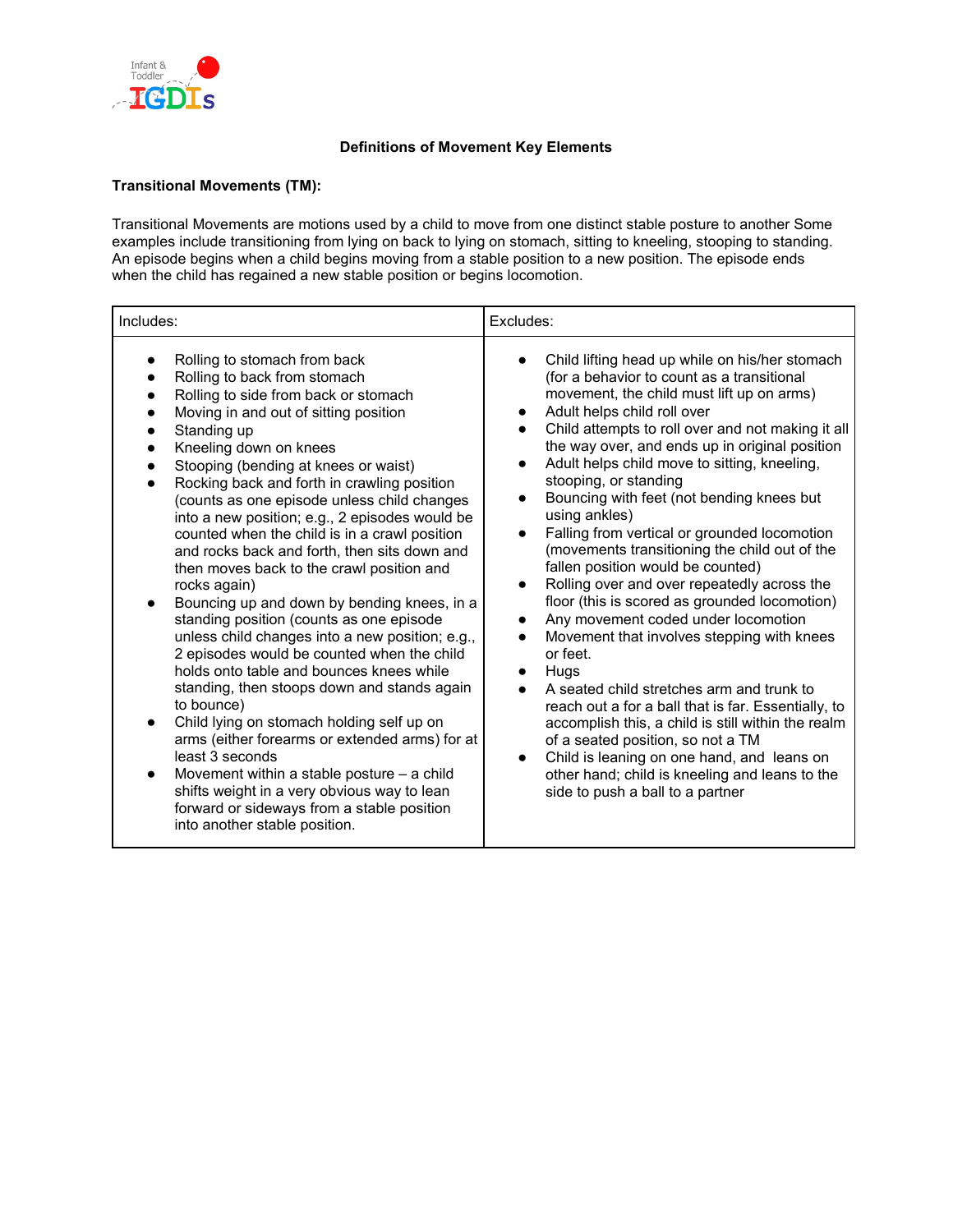### Definitions of Movement Key Elements

**Transitional Movements (TM):**

Transitional Movements are motions used by a child to move from one distinct stable posture to another Some examples include transitioning from lying on back to lying on stomach, sitting to kneeling, stooping to standing. An episode begins when a child begins moving from a stable position to a new position. The episode ends when the child has regained a new stable position or begins locomotion.

| Includes: | Excludes: |
|---|---|
| • Rolling to stomach from back<br>• Rolling to back from stomach<br>• Rolling to side from back or stomach<br>• Moving in and out of sitting position<br>• Standing up<br>• Kneeling down on knees<br>• Stooping (bending at knees or waist)<br>• Rocking back and forth in crawling position (counts as one episode unless child changes into a new position; e.g., 2 episodes would be counted when the child is in a crawl position and rocks back and forth, then sits down and then moves back to the crawl position and rocks again)<br>• Bouncing up and down by bending knees, in a standing position (counts as one episode unless child changes into a new position; e.g., 2 episodes would be counted when the child holds onto table and bounces knees while standing, then stoops down and stands again to bounce)<br>• Child lying on stomach holding self up on arms (either forearms or extended arms) for at least 3 seconds<br>• Movement within a stable posture – a child shifts weight in a very obvious way to lean forward or sideways from a stable position into another stable position. | • Child lifting head up while on his/her stomach (for a behavior to count as a transitional movement, the child must lift up on arms)<br>• Adult helps child roll over<br>• Child attempts to roll over and not making it all the way over, and ends up in original position<br>• Adult helps child move to sitting, kneeling, stooping, or standing<br>• Bouncing with feet (not bending knees but using ankles)<br>• Falling from vertical or grounded locomotion (movements transitioning the child out of the fallen position would be counted)<br>• Rolling over and over repeatedly across the floor (this is scored as grounded locomotion)<br>• Any movement coded under locomotion<br>• Movement that involves stepping with knees or feet.<br>• Hugs<br>• A seated child stretches arm and trunk to reach out a for a ball that is far. Essentially, to accomplish this, a child is still within the realm of a seated position, so not a TM<br>• Child is leaning on one hand, and leans on other hand; child is kneeling and leans to the side to push a ball to a partner |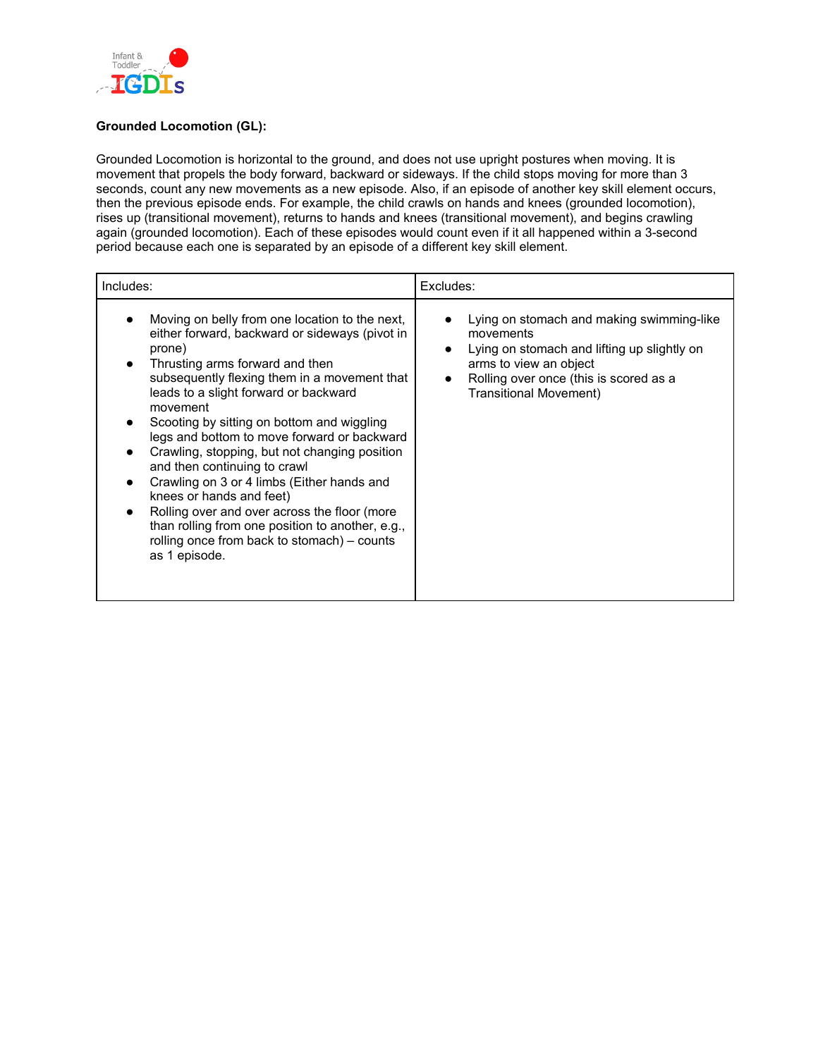**Grounded Locomotion (GL):**

Grounded Locomotion is horizontal to the ground, and does not use upright postures when moving. It is movement that propels the body forward, backward or sideways. If the child stops moving for more than 3 seconds, count any new movements as a new episode. Also, if an episode of another key skill element occurs, then the previous episode ends. For example, the child crawls on hands and knees (grounded locomotion), rises up (transitional movement), returns to hands and knees (transitional movement), and begins crawling again (grounded locomotion). Each of these episodes would count even if it all happened within a 3-second period because each one is separated by an episode of a different key skill element.

| Includes: | Excludes: |
| --- | --- |
| • Moving on belly from one location to the next, either forward, backward or sideways (pivot in prone)<br>• Thrusting arms forward and then subsequently flexing them in a movement that leads to a slight forward or backward movement<br>• Scooting by sitting on bottom and wiggling legs and bottom to move forward or backward<br>• Crawling, stopping, but not changing position and then continuing to crawl<br>• Crawling on 3 or 4 limbs (Either hands and knees or hands and feet)<br>• Rolling over and over across the floor (more than rolling from one position to another, e.g., rolling once from back to stomach) – counts as 1 episode. | • Lying on stomach and making swimming-like movements<br>• Lying on stomach and lifting up slightly on arms to view an object<br>• Rolling over once (this is scored as a Transitional Movement) |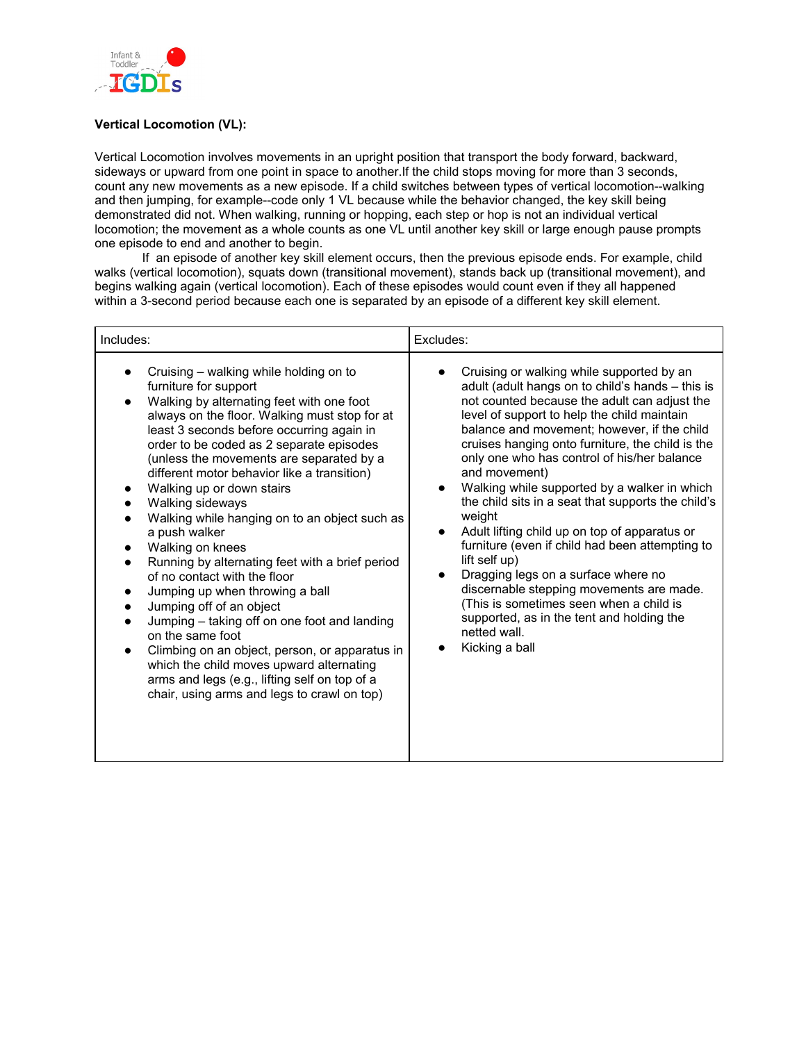**Vertical Locomotion (VL):**

Vertical Locomotion involves movements in an upright position that transport the body forward, backward, sideways or upward from one point in space to another.If the child stops moving for more than 3 seconds, count any new movements as a new episode. If a child switches between types of vertical locomotion--walking and then jumping, for example--code only 1 VL because while the behavior changed, the key skill being demonstrated did not. When walking, running or hopping, each step or hop is not an individual vertical locomotion; the movement as a whole counts as one VL until another key skill or large enough pause prompts one episode to end and another to begin.

If an episode of another key skill element occurs, then the previous episode ends. For example, child walks (vertical locomotion), squats down (transitional movement), stands back up (transitional movement), and begins walking again (vertical locomotion). Each of these episodes would count even if they all happened within a 3-second period because each one is separated by an episode of a different key skill element.

| Includes: | Excludes: |
|---|---|
| • Cruising – walking while holding on to furniture for support<br>• Walking by alternating feet with one foot always on the floor. Walking must stop for at least 3 seconds before occurring again in order to be coded as 2 separate episodes (unless the movements are separated by a different motor behavior like a transition)<br>• Walking up or down stairs<br>• Walking sideways<br>• Walking while hanging on to an object such as a push walker<br>• Walking on knees<br>• Running by alternating feet with a brief period of no contact with the floor<br>• Jumping up when throwing a ball<br>• Jumping off of an object<br>• Jumping – taking off on one foot and landing on the same foot<br>• Climbing on an object, person, or apparatus in which the child moves upward alternating arms and legs (e.g., lifting self on top of a chair, using arms and legs to crawl on top) | • Cruising or walking while supported by an adult (adult hangs on to child's hands – this is not counted because the adult can adjust the level of support to help the child maintain balance and movement; however, if the child cruises hanging onto furniture, the child is the only one who has control of his/her balance and movement)<br>• Walking while supported by a walker in which the child sits in a seat that supports the child's weight<br>• Adult lifting child up on top of apparatus or furniture (even if child had been attempting to lift self up)<br>• Dragging legs on a surface where no discernable stepping movements are made. (This is sometimes seen when a child is supported, as in the tent and holding the netted wall.<br>• Kicking a ball |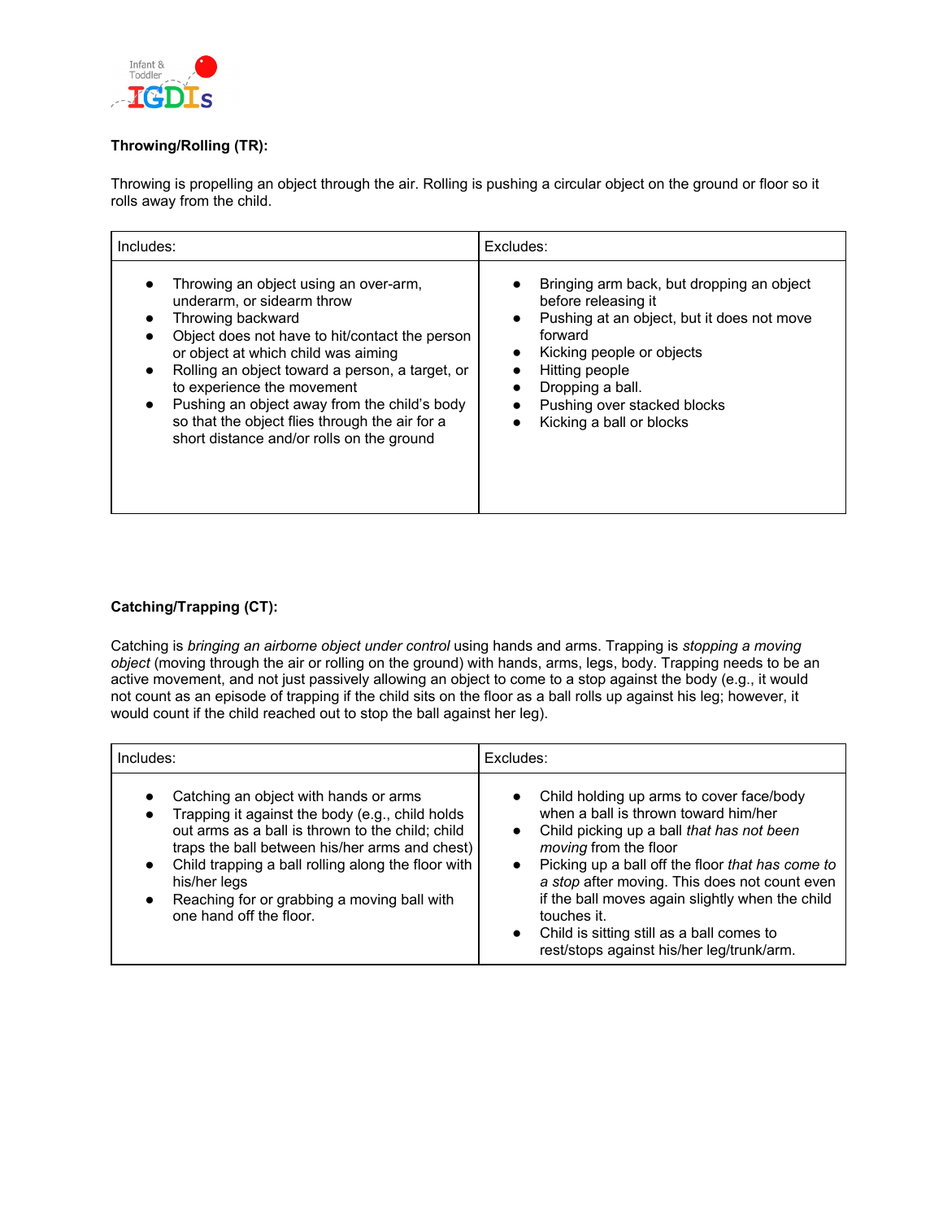**Throwing/Rolling (TR):**

Throwing is propelling an object through the air. Rolling is pushing a circular object on the ground or floor so it rolls away from the child.

| Includes: | Excludes: |
|---|---|
| • Throwing an object using an over-arm, underarm, or sidearm throw<br>• Throwing backward<br>• Object does not have to hit/contact the person or object at which child was aiming<br>• Rolling an object toward a person, a target, or to experience the movement<br>• Pushing an object away from the child's body so that the object flies through the air for a short distance and/or rolls on the ground | • Bringing arm back, but dropping an object before releasing it<br>• Pushing at an object, but it does not move forward<br>• Kicking people or objects<br>• Hitting people<br>• Dropping a ball.<br>• Pushing over stacked blocks<br>• Kicking a ball or blocks |

**Catching/Trapping (CT):**

Catching is *bringing an airborne object under control* using hands and arms. Trapping is *stopping a moving object* (moving through the air or rolling on the ground) with hands, arms, legs, body. Trapping needs to be an active movement, and not just passively allowing an object to come to a stop against the body (e.g., it would not count as an episode of trapping if the child sits on the floor as a ball rolls up against his leg; however, it would count if the child reached out to stop the ball against her leg).

| Includes: | Excludes: |
|---|---|
| • Catching an object with hands or arms<br>• Trapping it against the body (e.g., child holds out arms as a ball is thrown to the child; child traps the ball between his/her arms and chest)<br>• Child trapping a ball rolling along the floor with his/her legs<br>• Reaching for or grabbing a moving ball with one hand off the floor. | • Child holding up arms to cover face/body when a ball is thrown toward him/her<br>• Child picking up a ball *that has not been moving* from the floor<br>• Picking up a ball off the floor *that has come to a stop* after moving. This does not count even if the ball moves again slightly when the child touches it.<br>• Child is sitting still as a ball comes to rest/stops against his/her leg/trunk/arm. |